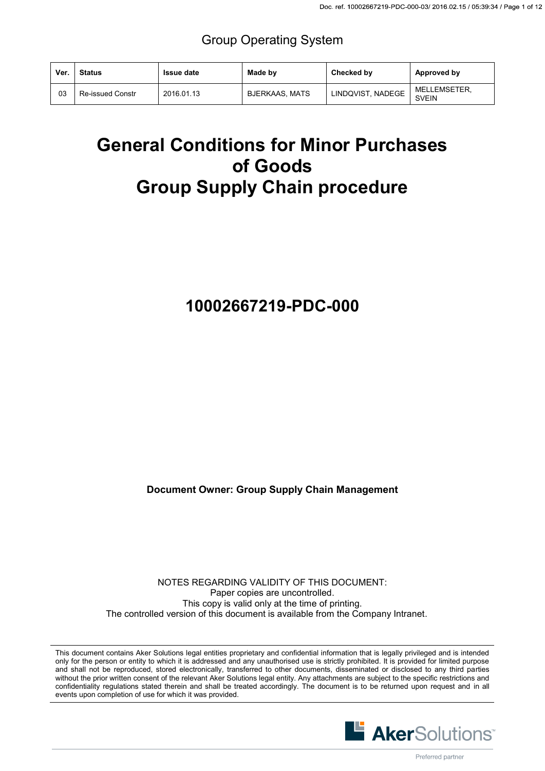Group Operating System

| Ver. | Status | Issue date | Made by | Checked by | Approved by |
|---|---|---|---|---|---|
| 03 | Re-issued Constr | 2016.01.13 | BJERKAAS, MATS | LINDQVIST, NADEGE | MELLEMSETER, SVEIN |

# General Conditions for Minor Purchases of Goods
# Group Supply Chain procedure

## 10002667219-PDC-000

**Document Owner: Group Supply Chain Management**

NOTES REGARDING VALIDITY OF THIS DOCUMENT:
Paper copies are uncontrolled.
This copy is valid only at the time of printing.
The controlled version of this document is available from the Company Intranet.

This document contains Aker Solutions legal entities proprietary and confidential information that is legally privileged and is intended only for the person or entity to which it is addressed and any unauthorised use is strictly prohibited. It is provided for limited purpose and shall not be reproduced, stored electronically, transferred to other documents, disseminated or disclosed to any third parties without the prior written consent of the relevant Aker Solutions legal entity. Any attachments are subject to the specific restrictions and confidentiality regulations stated therein and shall be treated accordingly. The document is to be returned upon request and in all events upon completion of use for which it was provided.

AkerSolutions™

Preferred partner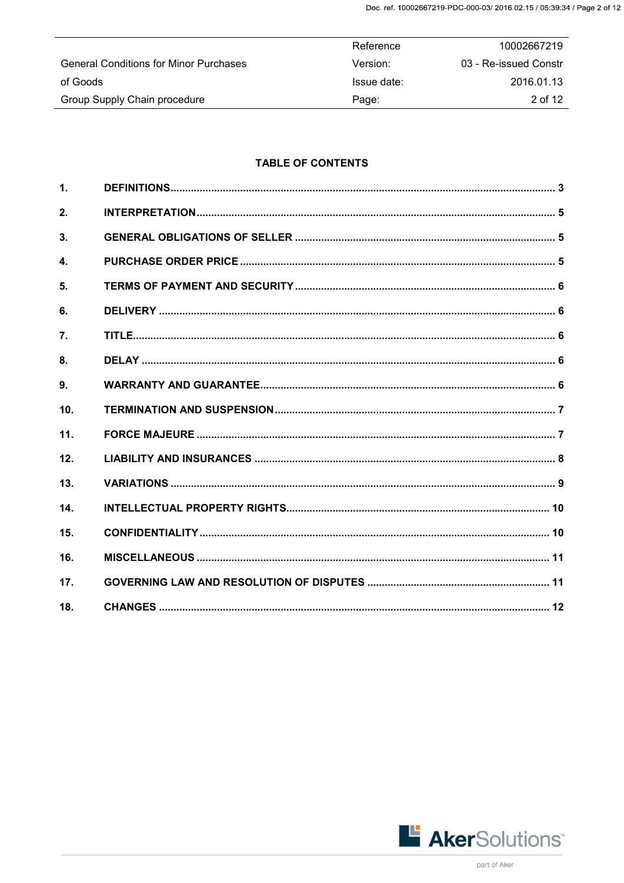## TABLE OF CONTENTS

| | | |
|---|---|---|
| 1. | DEFINITIONS | 3 |
| 2. | INTERPRETATION | 5 |
| 3. | GENERAL OBLIGATIONS OF SELLER | 5 |
| 4. | PURCHASE ORDER PRICE | 5 |
| 5. | TERMS OF PAYMENT AND SECURITY | 6 |
| 6. | DELIVERY | 6 |
| 7. | TITLE | 6 |
| 8. | DELAY | 6 |
| 9. | WARRANTY AND GUARANTEE | 6 |
| 10. | TERMINATION AND SUSPENSION | 7 |
| 11. | FORCE MAJEURE | 7 |
| 12. | LIABILITY AND INSURANCES | 8 |
| 13. | VARIATIONS | 9 |
| 14. | INTELLECTUAL PROPERTY RIGHTS | 10 |
| 15. | CONFIDENTIALITY | 10 |
| 16. | MISCELLANEOUS | 11 |
| 17. | GOVERNING LAW AND RESOLUTION OF DISPUTES | 11 |
| 18. | CHANGES | 12 |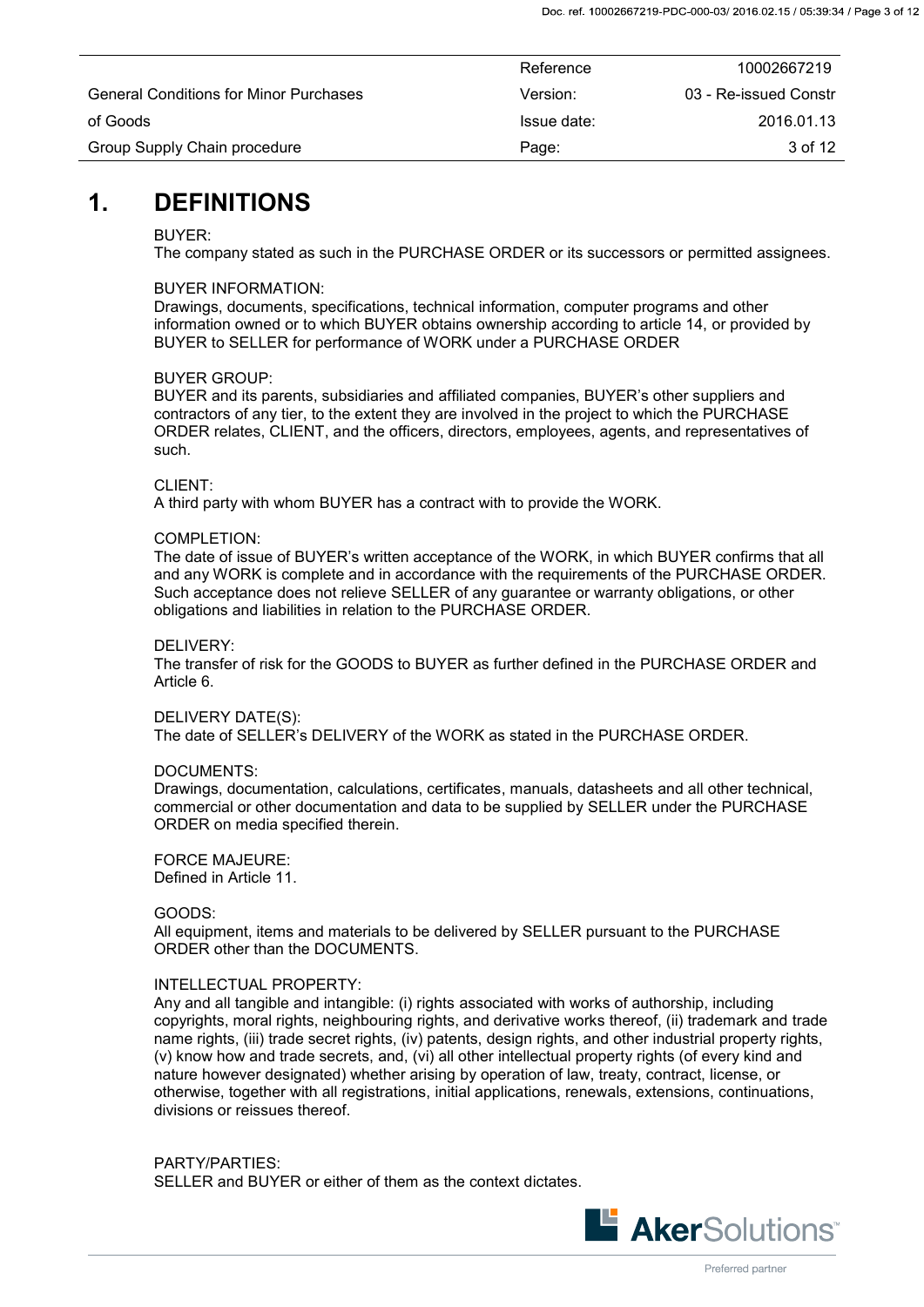# 1. DEFINITIONS

BUYER:
The company stated as such in the PURCHASE ORDER or its successors or permitted assignees.

BUYER INFORMATION:
Drawings, documents, specifications, technical information, computer programs and other information owned or to which BUYER obtains ownership according to article 14, or provided by BUYER to SELLER for performance of WORK under a PURCHASE ORDER

BUYER GROUP:
BUYER and its parents, subsidiaries and affiliated companies, BUYER's other suppliers and contractors of any tier, to the extent they are involved in the project to which the PURCHASE ORDER relates, CLIENT, and the officers, directors, employees, agents, and representatives of such.

CLIENT:
A third party with whom BUYER has a contract with to provide the WORK.

COMPLETION:
The date of issue of BUYER's written acceptance of the WORK, in which BUYER confirms that all and any WORK is complete and in accordance with the requirements of the PURCHASE ORDER. Such acceptance does not relieve SELLER of any guarantee or warranty obligations, or other obligations and liabilities in relation to the PURCHASE ORDER.

DELIVERY:
The transfer of risk for the GOODS to BUYER as further defined in the PURCHASE ORDER and Article 6.

DELIVERY DATE(S):
The date of SELLER's DELIVERY of the WORK as stated in the PURCHASE ORDER.

DOCUMENTS:
Drawings, documentation, calculations, certificates, manuals, datasheets and all other technical, commercial or other documentation and data to be supplied by SELLER under the PURCHASE ORDER on media specified therein.

FORCE MAJEURE:
Defined in Article 11.

GOODS:
All equipment, items and materials to be delivered by SELLER pursuant to the PURCHASE ORDER other than the DOCUMENTS.

INTELLECTUAL PROPERTY:
Any and all tangible and intangible: (i) rights associated with works of authorship, including copyrights, moral rights, neighbouring rights, and derivative works thereof, (ii) trademark and trade name rights, (iii) trade secret rights, (iv) patents, design rights, and other industrial property rights, (v) know how and trade secrets, and, (vi) all other intellectual property rights (of every kind and nature however designated) whether arising by operation of law, treaty, contract, license, or otherwise, together with all registrations, initial applications, renewals, extensions, continuations, divisions or reissues thereof.

PARTY/PARTIES:
SELLER and BUYER or either of them as the context dictates.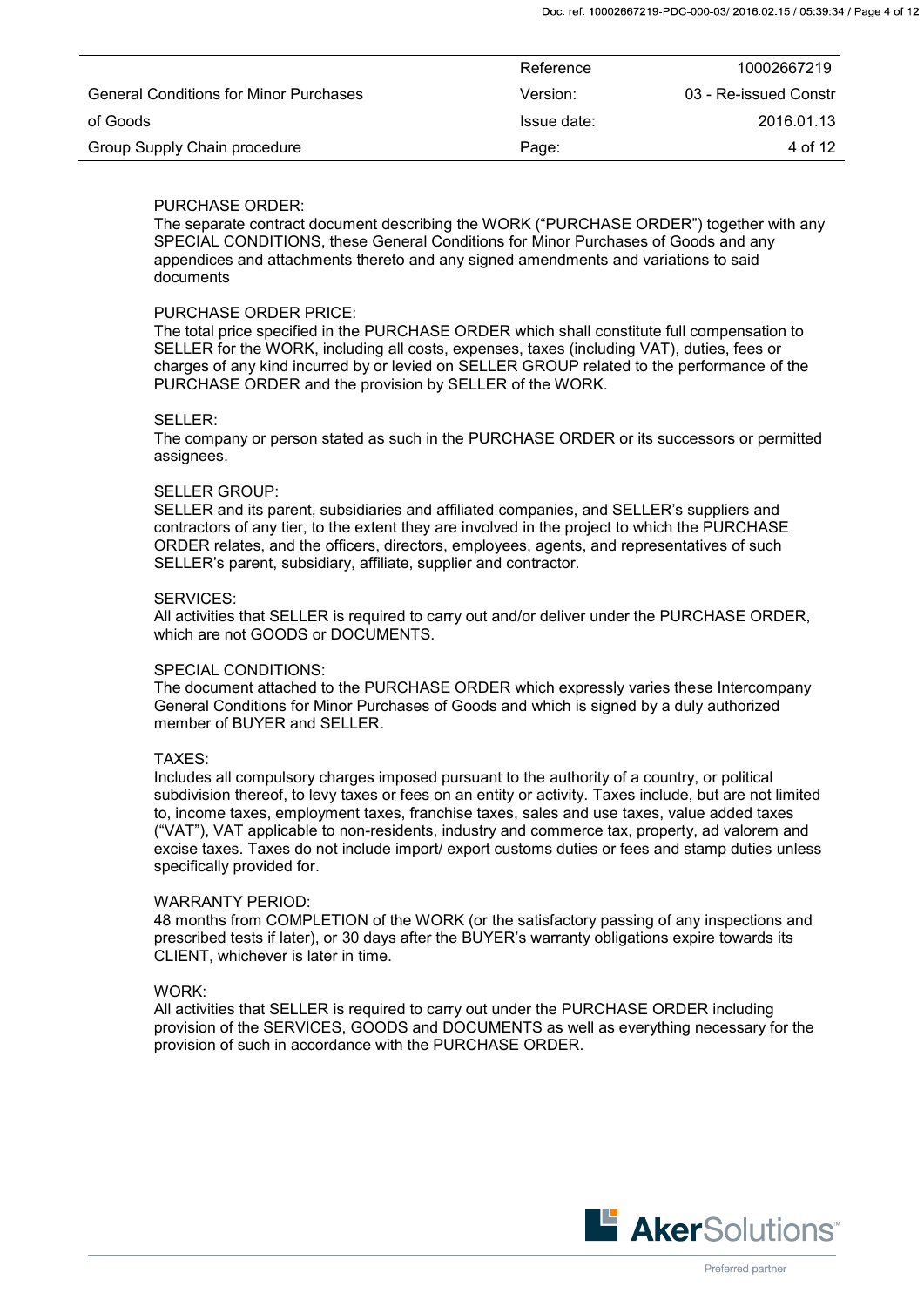PURCHASE ORDER:
The separate contract document describing the WORK ("PURCHASE ORDER") together with any SPECIAL CONDITIONS, these General Conditions for Minor Purchases of Goods and any appendices and attachments thereto and any signed amendments and variations to said documents

PURCHASE ORDER PRICE:
The total price specified in the PURCHASE ORDER which shall constitute full compensation to SELLER for the WORK, including all costs, expenses, taxes (including VAT), duties, fees or charges of any kind incurred by or levied on SELLER GROUP related to the performance of the PURCHASE ORDER and the provision by SELLER of the WORK.

SELLER:
The company or person stated as such in the PURCHASE ORDER or its successors or permitted assignees.

SELLER GROUP:
SELLER and its parent, subsidiaries and affiliated companies, and SELLER's suppliers and contractors of any tier, to the extent they are involved in the project to which the PURCHASE ORDER relates, and the officers, directors, employees, agents, and representatives of such SELLER's parent, subsidiary, affiliate, supplier and contractor.

SERVICES:
All activities that SELLER is required to carry out and/or deliver under the PURCHASE ORDER, which are not GOODS or DOCUMENTS.

SPECIAL CONDITIONS:
The document attached to the PURCHASE ORDER which expressly varies these Intercompany General Conditions for Minor Purchases of Goods and which is signed by a duly authorized member of BUYER and SELLER.

TAXES:
Includes all compulsory charges imposed pursuant to the authority of a country, or political subdivision thereof, to levy taxes or fees on an entity or activity. Taxes include, but are not limited to, income taxes, employment taxes, franchise taxes, sales and use taxes, value added taxes ("VAT"), VAT applicable to non-residents, industry and commerce tax, property, ad valorem and excise taxes. Taxes do not include import/ export customs duties or fees and stamp duties unless specifically provided for.

WARRANTY PERIOD:
48 months from COMPLETION of the WORK (or the satisfactory passing of any inspections and prescribed tests if later), or 30 days after the BUYER's warranty obligations expire towards its CLIENT, whichever is later in time.

WORK:
All activities that SELLER is required to carry out under the PURCHASE ORDER including provision of the SERVICES, GOODS and DOCUMENTS as well as everything necessary for the provision of such in accordance with the PURCHASE ORDER.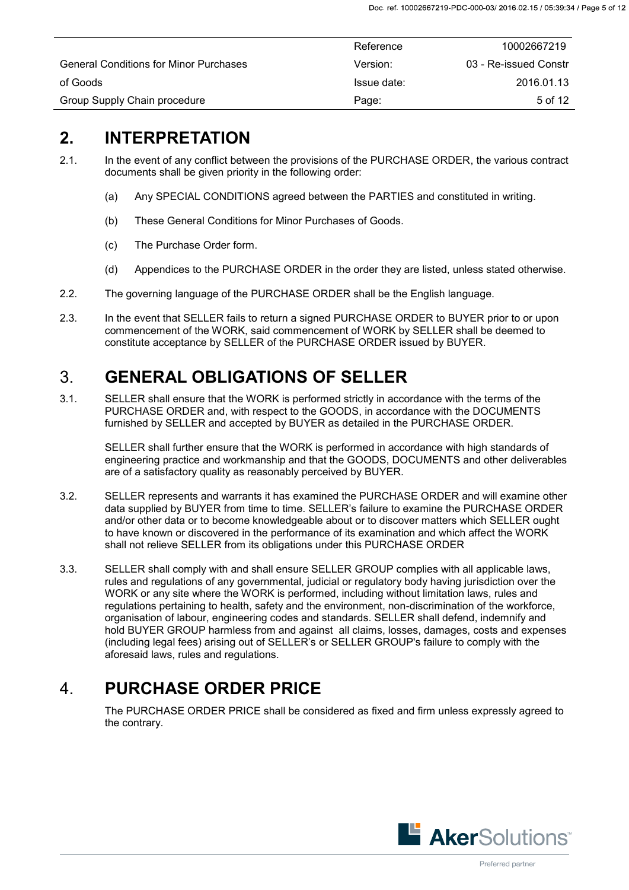## 2. INTERPRETATION

2.1. In the event of any conflict between the provisions of the PURCHASE ORDER, the various contract documents shall be given priority in the following order:

(a) Any SPECIAL CONDITIONS agreed between the PARTIES and constituted in writing.

(b) These General Conditions for Minor Purchases of Goods.

(c) The Purchase Order form.

(d) Appendices to the PURCHASE ORDER in the order they are listed, unless stated otherwise.

2.2. The governing language of the PURCHASE ORDER shall be the English language.

2.3. In the event that SELLER fails to return a signed PURCHASE ORDER to BUYER prior to or upon commencement of the WORK, said commencement of WORK by SELLER shall be deemed to constitute acceptance by SELLER of the PURCHASE ORDER issued by BUYER.

## 3. GENERAL OBLIGATIONS OF SELLER

3.1. SELLER shall ensure that the WORK is performed strictly in accordance with the terms of the PURCHASE ORDER and, with respect to the GOODS, in accordance with the DOCUMENTS furnished by SELLER and accepted by BUYER as detailed in the PURCHASE ORDER.

SELLER shall further ensure that the WORK is performed in accordance with high standards of engineering practice and workmanship and that the GOODS, DOCUMENTS and other deliverables are of a satisfactory quality as reasonably perceived by BUYER.

3.2. SELLER represents and warrants it has examined the PURCHASE ORDER and will examine other data supplied by BUYER from time to time. SELLER's failure to examine the PURCHASE ORDER and/or other data or to become knowledgeable about or to discover matters which SELLER ought to have known or discovered in the performance of its examination and which affect the WORK shall not relieve SELLER from its obligations under this PURCHASE ORDER

3.3. SELLER shall comply with and shall ensure SELLER GROUP complies with all applicable laws, rules and regulations of any governmental, judicial or regulatory body having jurisdiction over the WORK or any site where the WORK is performed, including without limitation laws, rules and regulations pertaining to health, safety and the environment, non-discrimination of the workforce, organisation of labour, engineering codes and standards. SELLER shall defend, indemnify and hold BUYER GROUP harmless from and against all claims, losses, damages, costs and expenses (including legal fees) arising out of SELLER's or SELLER GROUP's failure to comply with the aforesaid laws, rules and regulations.

## 4. PURCHASE ORDER PRICE

The PURCHASE ORDER PRICE shall be considered as fixed and firm unless expressly agreed to the contrary.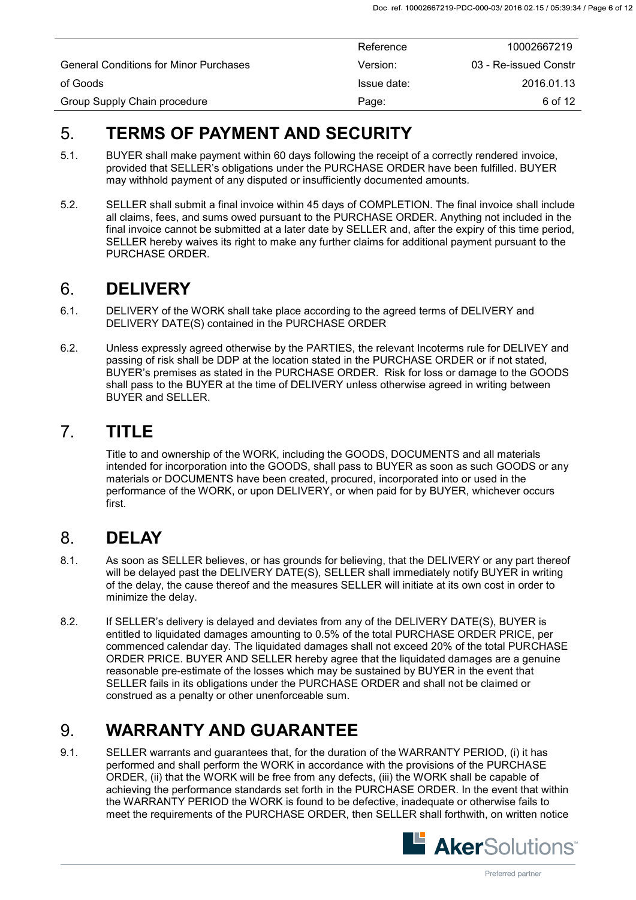## 5. TERMS OF PAYMENT AND SECURITY

5.1. BUYER shall make payment within 60 days following the receipt of a correctly rendered invoice, provided that SELLER's obligations under the PURCHASE ORDER have been fulfilled. BUYER may withhold payment of any disputed or insufficiently documented amounts.

5.2. SELLER shall submit a final invoice within 45 days of COMPLETION. The final invoice shall include all claims, fees, and sums owed pursuant to the PURCHASE ORDER. Anything not included in the final invoice cannot be submitted at a later date by SELLER and, after the expiry of this time period, SELLER hereby waives its right to make any further claims for additional payment pursuant to the PURCHASE ORDER.

## 6. DELIVERY

6.1. DELIVERY of the WORK shall take place according to the agreed terms of DELIVERY and DELIVERY DATE(S) contained in the PURCHASE ORDER

6.2. Unless expressly agreed otherwise by the PARTIES, the relevant Incoterms rule for DELIVEY and passing of risk shall be DDP at the location stated in the PURCHASE ORDER or if not stated, BUYER's premises as stated in the PURCHASE ORDER. Risk for loss or damage to the GOODS shall pass to the BUYER at the time of DELIVERY unless otherwise agreed in writing between BUYER and SELLER.

## 7. TITLE

Title to and ownership of the WORK, including the GOODS, DOCUMENTS and all materials intended for incorporation into the GOODS, shall pass to BUYER as soon as such GOODS or any materials or DOCUMENTS have been created, procured, incorporated into or used in the performance of the WORK, or upon DELIVERY, or when paid for by BUYER, whichever occurs first.

## 8. DELAY

8.1. As soon as SELLER believes, or has grounds for believing, that the DELIVERY or any part thereof will be delayed past the DELIVERY DATE(S), SELLER shall immediately notify BUYER in writing of the delay, the cause thereof and the measures SELLER will initiate at its own cost in order to minimize the delay.

8.2. If SELLER's delivery is delayed and deviates from any of the DELIVERY DATE(S), BUYER is entitled to liquidated damages amounting to 0.5% of the total PURCHASE ORDER PRICE, per commenced calendar day. The liquidated damages shall not exceed 20% of the total PURCHASE ORDER PRICE. BUYER AND SELLER hereby agree that the liquidated damages are a genuine reasonable pre-estimate of the losses which may be sustained by BUYER in the event that SELLER fails in its obligations under the PURCHASE ORDER and shall not be claimed or construed as a penalty or other unenforceable sum.

## 9. WARRANTY AND GUARANTEE

9.1. SELLER warrants and guarantees that, for the duration of the WARRANTY PERIOD, (i) it has performed and shall perform the WORK in accordance with the provisions of the PURCHASE ORDER, (ii) that the WORK will be free from any defects, (iii) the WORK shall be capable of achieving the performance standards set forth in the PURCHASE ORDER. In the event that within the WARRANTY PERIOD the WORK is found to be defective, inadequate or otherwise fails to meet the requirements of the PURCHASE ORDER, then SELLER shall forthwith, on written notice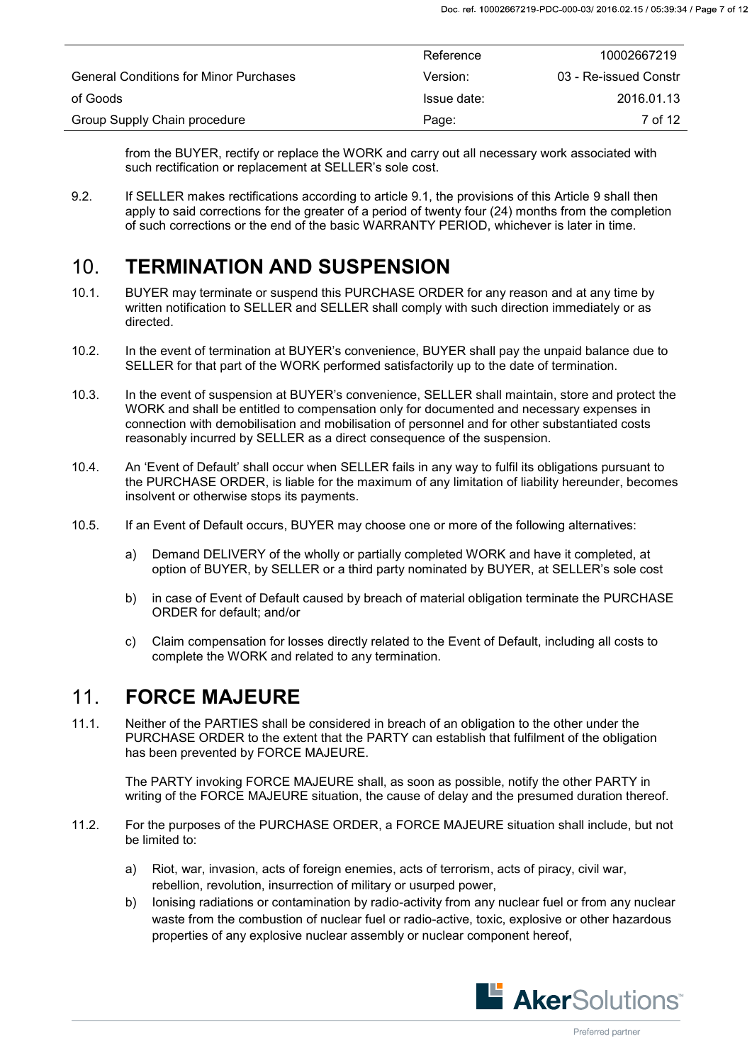from the BUYER, rectify or replace the WORK and carry out all necessary work associated with such rectification or replacement at SELLER's sole cost.

9.2. If SELLER makes rectifications according to article 9.1, the provisions of this Article 9 shall then apply to said corrections for the greater of a period of twenty four (24) months from the completion of such corrections or the end of the basic WARRANTY PERIOD, whichever is later in time.

# 10. TERMINATION AND SUSPENSION

10.1. BUYER may terminate or suspend this PURCHASE ORDER for any reason and at any time by written notification to SELLER and SELLER shall comply with such direction immediately or as directed.

10.2. In the event of termination at BUYER's convenience, BUYER shall pay the unpaid balance due to SELLER for that part of the WORK performed satisfactorily up to the date of termination.

10.3. In the event of suspension at BUYER's convenience, SELLER shall maintain, store and protect the WORK and shall be entitled to compensation only for documented and necessary expenses in connection with demobilisation and mobilisation of personnel and for other substantiated costs reasonably incurred by SELLER as a direct consequence of the suspension.

10.4. An 'Event of Default' shall occur when SELLER fails in any way to fulfil its obligations pursuant to the PURCHASE ORDER, is liable for the maximum of any limitation of liability hereunder, becomes insolvent or otherwise stops its payments.

10.5. If an Event of Default occurs, BUYER may choose one or more of the following alternatives:

a) Demand DELIVERY of the wholly or partially completed WORK and have it completed, at option of BUYER, by SELLER or a third party nominated by BUYER, at SELLER's sole cost

b) in case of Event of Default caused by breach of material obligation terminate the PURCHASE ORDER for default; and/or

c) Claim compensation for losses directly related to the Event of Default, including all costs to complete the WORK and related to any termination.

# 11. FORCE MAJEURE

11.1. Neither of the PARTIES shall be considered in breach of an obligation to the other under the PURCHASE ORDER to the extent that the PARTY can establish that fulfilment of the obligation has been prevented by FORCE MAJEURE.

The PARTY invoking FORCE MAJEURE shall, as soon as possible, notify the other PARTY in writing of the FORCE MAJEURE situation, the cause of delay and the presumed duration thereof.

11.2. For the purposes of the PURCHASE ORDER, a FORCE MAJEURE situation shall include, but not be limited to:

a) Riot, war, invasion, acts of foreign enemies, acts of terrorism, acts of piracy, civil war, rebellion, revolution, insurrection of military or usurped power,

b) Ionising radiations or contamination by radio-activity from any nuclear fuel or from any nuclear waste from the combustion of nuclear fuel or radio-active, toxic, explosive or other hazardous properties of any explosive nuclear assembly or nuclear component hereof,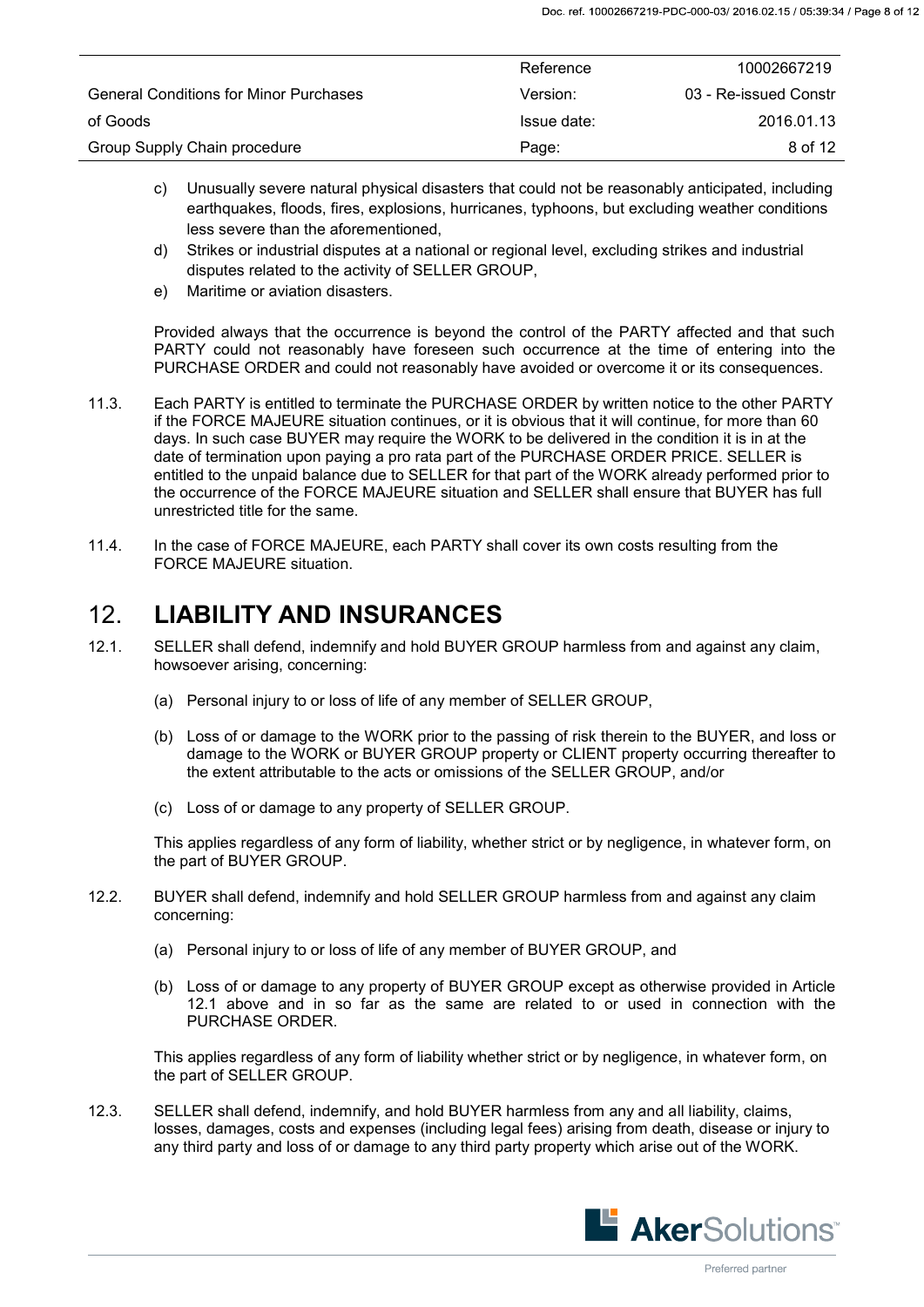c) Unusually severe natural physical disasters that could not be reasonably anticipated, including earthquakes, floods, fires, explosions, hurricanes, typhoons, but excluding weather conditions less severe than the aforementioned,

d) Strikes or industrial disputes at a national or regional level, excluding strikes and industrial disputes related to the activity of SELLER GROUP,

e) Maritime or aviation disasters.

Provided always that the occurrence is beyond the control of the PARTY affected and that such PARTY could not reasonably have foreseen such occurrence at the time of entering into the PURCHASE ORDER and could not reasonably have avoided or overcome it or its consequences.

11.3. Each PARTY is entitled to terminate the PURCHASE ORDER by written notice to the other PARTY if the FORCE MAJEURE situation continues, or it is obvious that it will continue, for more than 60 days. In such case BUYER may require the WORK to be delivered in the condition it is in at the date of termination upon paying a pro rata part of the PURCHASE ORDER PRICE. SELLER is entitled to the unpaid balance due to SELLER for that part of the WORK already performed prior to the occurrence of the FORCE MAJEURE situation and SELLER shall ensure that BUYER has full unrestricted title for the same.

11.4. In the case of FORCE MAJEURE, each PARTY shall cover its own costs resulting from the FORCE MAJEURE situation.

# 12. LIABILITY AND INSURANCES

12.1. SELLER shall defend, indemnify and hold BUYER GROUP harmless from and against any claim, howsoever arising, concerning:

(a) Personal injury to or loss of life of any member of SELLER GROUP,

(b) Loss of or damage to the WORK prior to the passing of risk therein to the BUYER, and loss or damage to the WORK or BUYER GROUP property or CLIENT property occurring thereafter to the extent attributable to the acts or omissions of the SELLER GROUP, and/or

(c) Loss of or damage to any property of SELLER GROUP.

This applies regardless of any form of liability, whether strict or by negligence, in whatever form, on the part of BUYER GROUP.

12.2. BUYER shall defend, indemnify and hold SELLER GROUP harmless from and against any claim concerning:

(a) Personal injury to or loss of life of any member of BUYER GROUP, and

(b) Loss of or damage to any property of BUYER GROUP except as otherwise provided in Article 12.1 above and in so far as the same are related to or used in connection with the PURCHASE ORDER.

This applies regardless of any form of liability whether strict or by negligence, in whatever form, on the part of SELLER GROUP.

12.3. SELLER shall defend, indemnify, and hold BUYER harmless from any and all liability, claims, losses, damages, costs and expenses (including legal fees) arising from death, disease or injury to any third party and loss of or damage to any third party property which arise out of the WORK.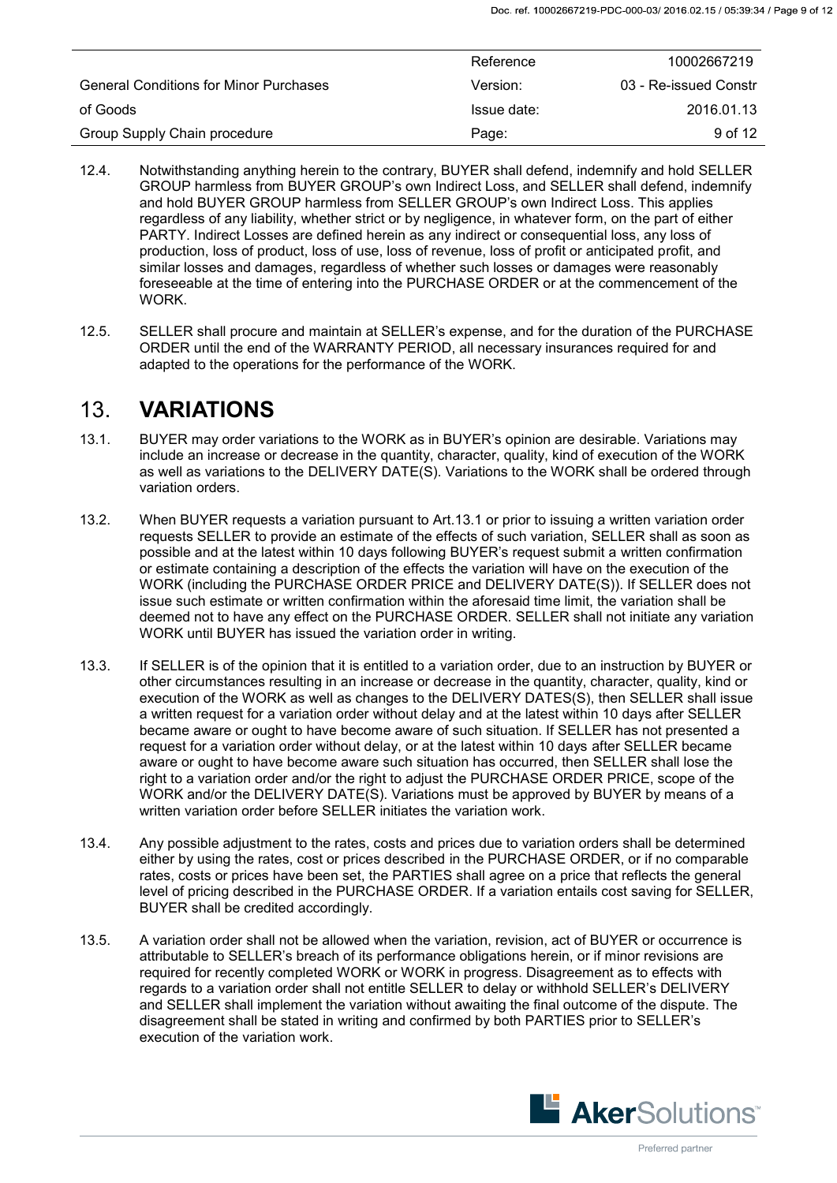12.4. Notwithstanding anything herein to the contrary, BUYER shall defend, indemnify and hold SELLER GROUP harmless from BUYER GROUP's own Indirect Loss, and SELLER shall defend, indemnify and hold BUYER GROUP harmless from SELLER GROUP's own Indirect Loss. This applies regardless of any liability, whether strict or by negligence, in whatever form, on the part of either PARTY. Indirect Losses are defined herein as any indirect or consequential loss, any loss of production, loss of product, loss of use, loss of revenue, loss of profit or anticipated profit, and similar losses and damages, regardless of whether such losses or damages were reasonably foreseeable at the time of entering into the PURCHASE ORDER or at the commencement of the WORK.

12.5. SELLER shall procure and maintain at SELLER's expense, and for the duration of the PURCHASE ORDER until the end of the WARRANTY PERIOD, all necessary insurances required for and adapted to the operations for the performance of the WORK.

# 13. VARIATIONS

13.1. BUYER may order variations to the WORK as in BUYER's opinion are desirable. Variations may include an increase or decrease in the quantity, character, quality, kind of execution of the WORK as well as variations to the DELIVERY DATE(S). Variations to the WORK shall be ordered through variation orders.

13.2. When BUYER requests a variation pursuant to Art.13.1 or prior to issuing a written variation order requests SELLER to provide an estimate of the effects of such variation, SELLER shall as soon as possible and at the latest within 10 days following BUYER's request submit a written confirmation or estimate containing a description of the effects the variation will have on the execution of the WORK (including the PURCHASE ORDER PRICE and DELIVERY DATE(S)). If SELLER does not issue such estimate or written confirmation within the aforesaid time limit, the variation shall be deemed not to have any effect on the PURCHASE ORDER. SELLER shall not initiate any variation WORK until BUYER has issued the variation order in writing.

13.3. If SELLER is of the opinion that it is entitled to a variation order, due to an instruction by BUYER or other circumstances resulting in an increase or decrease in the quantity, character, quality, kind or execution of the WORK as well as changes to the DELIVERY DATES(S), then SELLER shall issue a written request for a variation order without delay and at the latest within 10 days after SELLER became aware or ought to have become aware of such situation. If SELLER has not presented a request for a variation order without delay, or at the latest within 10 days after SELLER became aware or ought to have become aware such situation has occurred, then SELLER shall lose the right to a variation order and/or the right to adjust the PURCHASE ORDER PRICE, scope of the WORK and/or the DELIVERY DATE(S). Variations must be approved by BUYER by means of a written variation order before SELLER initiates the variation work.

13.4. Any possible adjustment to the rates, costs and prices due to variation orders shall be determined either by using the rates, cost or prices described in the PURCHASE ORDER, or if no comparable rates, costs or prices have been set, the PARTIES shall agree on a price that reflects the general level of pricing described in the PURCHASE ORDER. If a variation entails cost saving for SELLER, BUYER shall be credited accordingly.

13.5. A variation order shall not be allowed when the variation, revision, act of BUYER or occurrence is attributable to SELLER's breach of its performance obligations herein, or if minor revisions are required for recently completed WORK or WORK in progress. Disagreement as to effects with regards to a variation order shall not entitle SELLER to delay or withhold SELLER's DELIVERY and SELLER shall implement the variation without awaiting the final outcome of the dispute. The disagreement shall be stated in writing and confirmed by both PARTIES prior to SELLER's execution of the variation work.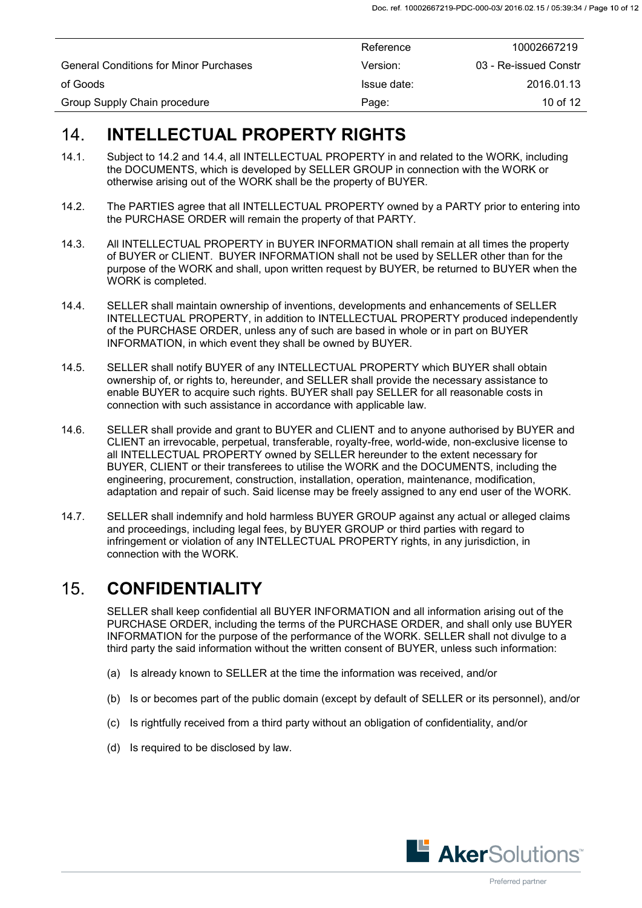## 14. INTELLECTUAL PROPERTY RIGHTS

14.1. Subject to 14.2 and 14.4, all INTELLECTUAL PROPERTY in and related to the WORK, including the DOCUMENTS, which is developed by SELLER GROUP in connection with the WORK or otherwise arising out of the WORK shall be the property of BUYER.

14.2. The PARTIES agree that all INTELLECTUAL PROPERTY owned by a PARTY prior to entering into the PURCHASE ORDER will remain the property of that PARTY.

14.3. All INTELLECTUAL PROPERTY in BUYER INFORMATION shall remain at all times the property of BUYER or CLIENT. BUYER INFORMATION shall not be used by SELLER other than for the purpose of the WORK and shall, upon written request by BUYER, be returned to BUYER when the WORK is completed.

14.4. SELLER shall maintain ownership of inventions, developments and enhancements of SELLER INTELLECTUAL PROPERTY, in addition to INTELLECTUAL PROPERTY produced independently of the PURCHASE ORDER, unless any of such are based in whole or in part on BUYER INFORMATION, in which event they shall be owned by BUYER.

14.5. SELLER shall notify BUYER of any INTELLECTUAL PROPERTY which BUYER shall obtain ownership of, or rights to, hereunder, and SELLER shall provide the necessary assistance to enable BUYER to acquire such rights. BUYER shall pay SELLER for all reasonable costs in connection with such assistance in accordance with applicable law.

14.6. SELLER shall provide and grant to BUYER and CLIENT and to anyone authorised by BUYER and CLIENT an irrevocable, perpetual, transferable, royalty-free, world-wide, non-exclusive license to all INTELLECTUAL PROPERTY owned by SELLER hereunder to the extent necessary for BUYER, CLIENT or their transferees to utilise the WORK and the DOCUMENTS, including the engineering, procurement, construction, installation, operation, maintenance, modification, adaptation and repair of such. Said license may be freely assigned to any end user of the WORK.

14.7. SELLER shall indemnify and hold harmless BUYER GROUP against any actual or alleged claims and proceedings, including legal fees, by BUYER GROUP or third parties with regard to infringement or violation of any INTELLECTUAL PROPERTY rights, in any jurisdiction, in connection with the WORK.

## 15. CONFIDENTIALITY

SELLER shall keep confidential all BUYER INFORMATION and all information arising out of the PURCHASE ORDER, including the terms of the PURCHASE ORDER, and shall only use BUYER INFORMATION for the purpose of the performance of the WORK. SELLER shall not divulge to a third party the said information without the written consent of BUYER, unless such information:

(a) Is already known to SELLER at the time the information was received, and/or

(b) Is or becomes part of the public domain (except by default of SELLER or its personnel), and/or

(c) Is rightfully received from a third party without an obligation of confidentiality, and/or

(d) Is required to be disclosed by law.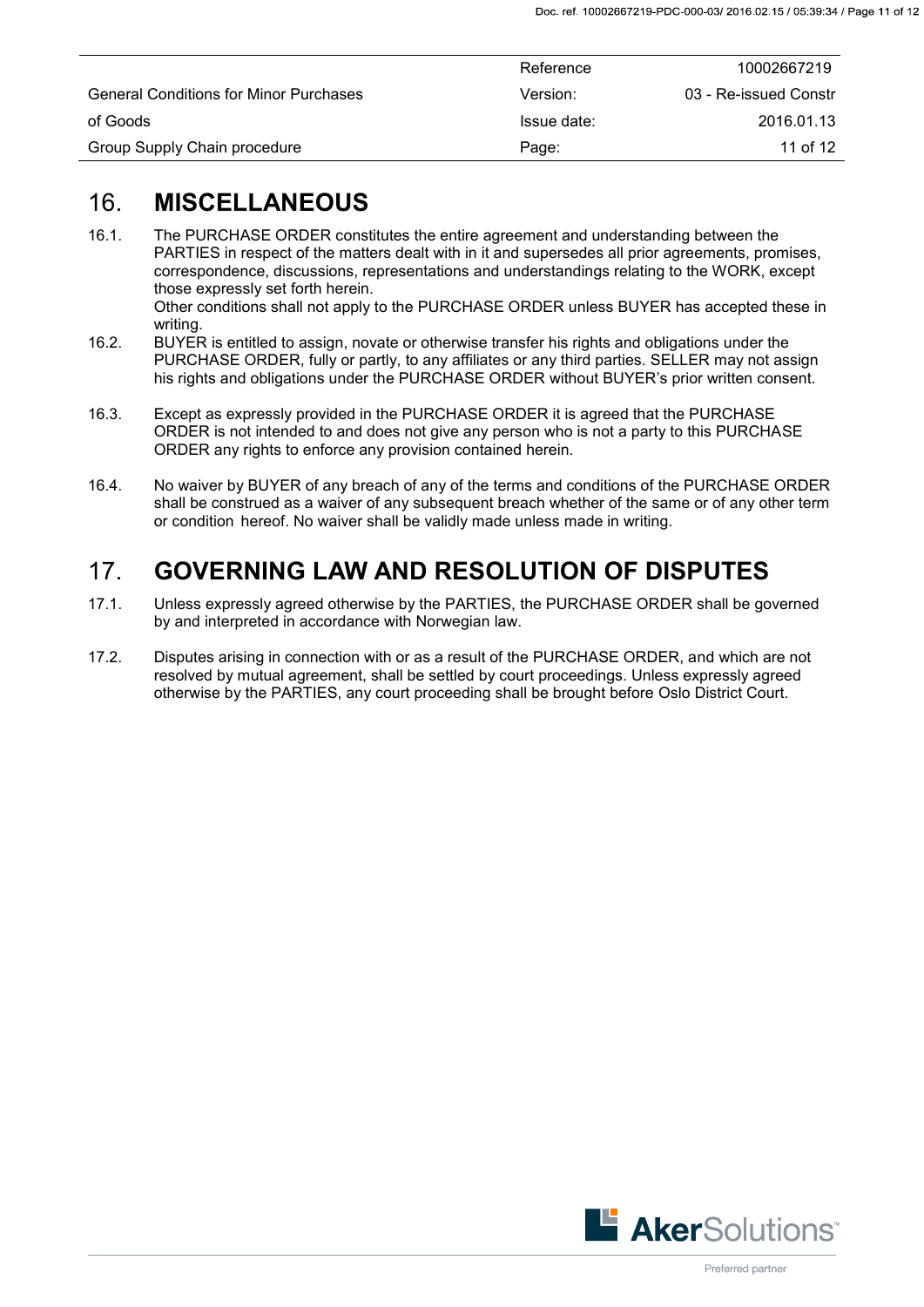## 16. MISCELLANEOUS

16.1. The PURCHASE ORDER constitutes the entire agreement and understanding between the PARTIES in respect of the matters dealt with in it and supersedes all prior agreements, promises, correspondence, discussions, representations and understandings relating to the WORK, except those expressly set forth herein.
Other conditions shall not apply to the PURCHASE ORDER unless BUYER has accepted these in writing.

16.2. BUYER is entitled to assign, novate or otherwise transfer his rights and obligations under the PURCHASE ORDER, fully or partly, to any affiliates or any third parties. SELLER may not assign his rights and obligations under the PURCHASE ORDER without BUYER's prior written consent.

16.3. Except as expressly provided in the PURCHASE ORDER it is agreed that the PURCHASE ORDER is not intended to and does not give any person who is not a party to this PURCHASE ORDER any rights to enforce any provision contained herein.

16.4. No waiver by BUYER of any breach of any of the terms and conditions of the PURCHASE ORDER shall be construed as a waiver of any subsequent breach whether of the same or of any other term or condition hereof. No waiver shall be validly made unless made in writing.

## 17. GOVERNING LAW AND RESOLUTION OF DISPUTES

17.1. Unless expressly agreed otherwise by the PARTIES, the PURCHASE ORDER shall be governed by and interpreted in accordance with Norwegian law.

17.2. Disputes arising in connection with or as a result of the PURCHASE ORDER, and which are not resolved by mutual agreement, shall be settled by court proceedings. Unless expressly agreed otherwise by the PARTIES, any court proceeding shall be brought before Oslo District Court.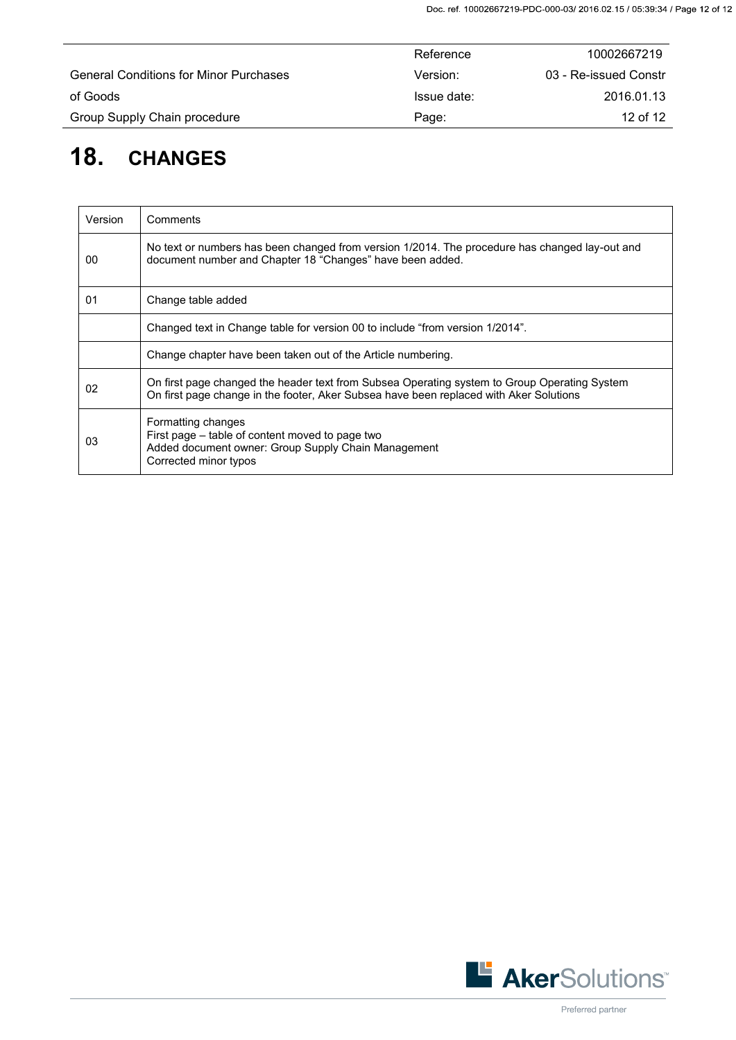# 18. CHANGES

| Version | Comments |
|---|---|
| 00 | No text or numbers has been changed from version 1/2014. The procedure has changed lay-out and document number and Chapter 18 "Changes" have been added. |
| 01 | Change table added |
| | Changed text in Change table for version 00 to include "from version 1/2014". |
| | Change chapter have been taken out of the Article numbering. |
| 02 | On first page changed the header text from Subsea Operating system to Group Operating System<br>On first page change in the footer, Aker Subsea have been replaced with Aker Solutions |
| 03 | Formatting changes<br>First page – table of content moved to page two<br>Added document owner: Group Supply Chain Management<br>Corrected minor typos |